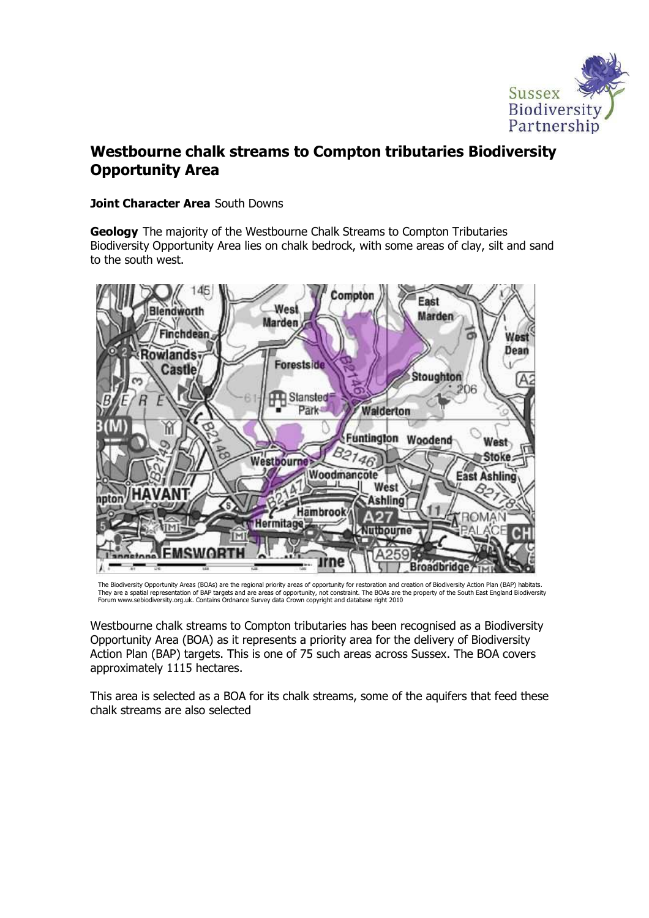Sussex Biodiversity Partnership

# Westbourne chalk streams to Compton tributaries Biodiversity Opportunity Area

**Joint Character Area** South Downs

**Geology** The majority of the Westbourne Chalk Streams to Compton Tributaries Biodiversity Opportunity Area lies on chalk bedrock, with some areas of clay, silt and sand to the south west.

The Biodiversity Opportunity Areas (BOAs) are the regional priority areas of opportunity for restoration and creation of Biodiversity Action Plan (BAP) habitats. They are a spatial representation of BAP targets and are areas of opportunity, not constraint. The BOAs are the property of the South East England Biodiversity Forum www.sebiodiversity.org.uk. Contains Ordnance Survey data Crown copyright and database right 2010

Westbourne chalk streams to Compton tributaries has been recognised as a Biodiversity Opportunity Area (BOA) as it represents a priority area for the delivery of Biodiversity Action Plan (BAP) targets. This is one of 75 such areas across Sussex. The BOA covers approximately 1115 hectares.

This area is selected as a BOA for its chalk streams, some of the aquifers that feed these chalk streams are also selected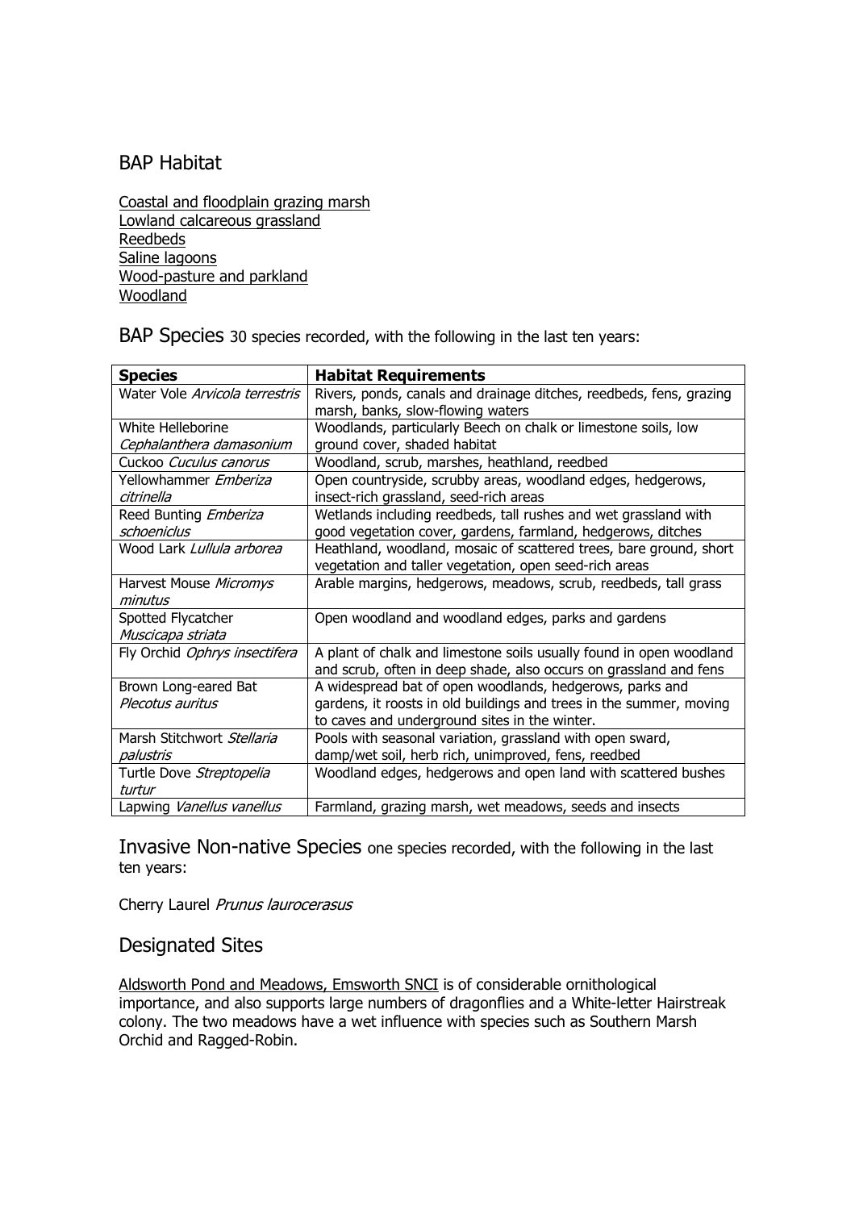## BAP Habitat

Coastal and floodplain grazing marsh
Lowland calcareous grassland
Reedbeds
Saline lagoons
Wood-pasture and parkland
Woodland

## BAP Species

30 species recorded, with the following in the last ten years:

| **Species** | **Habitat Requirements** |
|---|---|
| Water Vole *Arvicola terrestris* | Rivers, ponds, canals and drainage ditches, reedbeds, fens, grazing marsh, banks, slow-flowing waters |
| White Helleborine *Cephalanthera damasonium* | Woodlands, particularly Beech on chalk or limestone soils, low ground cover, shaded habitat |
| Cuckoo *Cuculus canorus* | Woodland, scrub, marshes, heathland, reedbed |
| Yellowhammer *Emberiza citrinella* | Open countryside, scrubby areas, woodland edges, hedgerows, insect-rich grassland, seed-rich areas |
| Reed Bunting *Emberiza schoeniclus* | Wetlands including reedbeds, tall rushes and wet grassland with good vegetation cover, gardens, farmland, hedgerows, ditches |
| Wood Lark *Lullula arborea* | Heathland, woodland, mosaic of scattered trees, bare ground, short vegetation and taller vegetation, open seed-rich areas |
| Harvest Mouse *Micromys minutus* | Arable margins, hedgerows, meadows, scrub, reedbeds, tall grass |
| Spotted Flycatcher *Muscicapa striata* | Open woodland and woodland edges, parks and gardens |
| Fly Orchid *Ophrys insectifera* | A plant of chalk and limestone soils usually found in open woodland and scrub, often in deep shade, also occurs on grassland and fens |
| Brown Long-eared Bat *Plecotus auritus* | A widespread bat of open woodlands, hedgerows, parks and gardens, it roosts in old buildings and trees in the summer, moving to caves and underground sites in the winter. |
| Marsh Stitchwort *Stellaria palustris* | Pools with seasonal variation, grassland with open sward, damp/wet soil, herb rich, unimproved, fens, reedbed |
| Turtle Dove *Streptopelia turtur* | Woodland edges, hedgerows and open land with scattered bushes |
| Lapwing *Vanellus vanellus* | Farmland, grazing marsh, wet meadows, seeds and insects |

## Invasive Non-native Species

one species recorded, with the following in the last ten years:

Cherry Laurel *Prunus laurocerasus*

## Designated Sites

Aldsworth Pond and Meadows, Emsworth SNCI is of considerable ornithological importance, and also supports large numbers of dragonflies and a White-letter Hairstreak colony. The two meadows have a wet influence with species such as Southern Marsh Orchid and Ragged-Robin.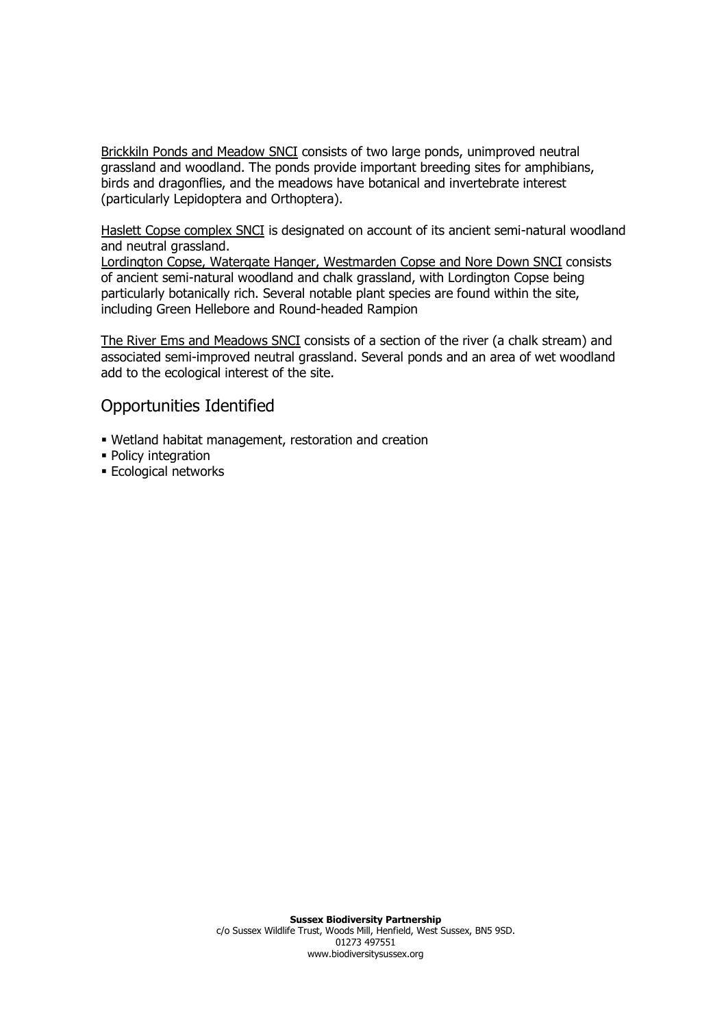Brickkiln Ponds and Meadow SNCI consists of two large ponds, unimproved neutral grassland and woodland. The ponds provide important breeding sites for amphibians, birds and dragonflies, and the meadows have botanical and invertebrate interest (particularly Lepidoptera and Orthoptera).

Haslett Copse complex SNCI is designated on account of its ancient semi-natural woodland and neutral grassland.

Lordington Copse, Watergate Hanger, Westmarden Copse and Nore Down SNCI consists of ancient semi-natural woodland and chalk grassland, with Lordington Copse being particularly botanically rich. Several notable plant species are found within the site, including Green Hellebore and Round-headed Rampion

The River Ems and Meadows SNCI consists of a section of the river (a chalk stream) and associated semi-improved neutral grassland. Several ponds and an area of wet woodland add to the ecological interest of the site.

## Opportunities Identified

- Wetland habitat management, restoration and creation
- Policy integration
- Ecological networks

**Sussex Biodiversity Partnership**
c/o Sussex Wildlife Trust, Woods Mill, Henfield, West Sussex, BN5 9SD.
01273 497551
www.biodiversitysussex.org